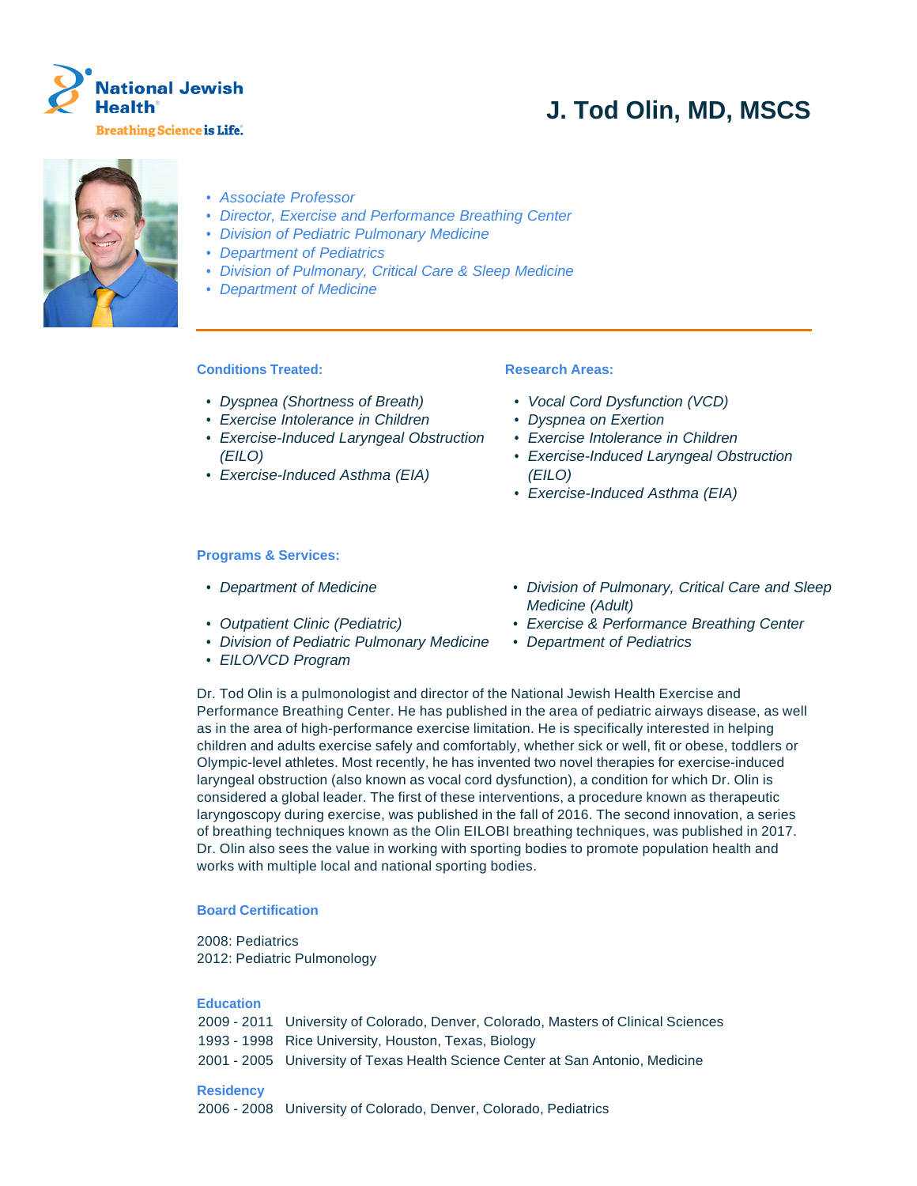National Jewish Health

Breathing Science is Life.

# J. Tod Olin, MD, MSCS

- *Associate Professor*
- *Director, Exercise and Performance Breathing Center*
- *Division of Pediatric Pulmonary Medicine*
- *Department of Pediatrics*
- *Division of Pulmonary, Critical Care & Sleep Medicine*
- *Department of Medicine*

### Conditions Treated:

- *Dyspnea (Shortness of Breath)*
- *Exercise Intolerance in Children*
- *Exercise-Induced Laryngeal Obstruction (EILO)*
- *Exercise-Induced Asthma (EIA)*

### Research Areas:

- *Vocal Cord Dysfunction (VCD)*
- *Dyspnea on Exertion*
- *Exercise Intolerance in Children*
- *Exercise-Induced Laryngeal Obstruction (EILO)*
- *Exercise-Induced Asthma (EIA)*

### Programs & Services:

- *Department of Medicine*
- *Outpatient Clinic (Pediatric)*
- *Division of Pediatric Pulmonary Medicine*
- *EILO/VCD Program*
- *Division of Pulmonary, Critical Care and Sleep Medicine (Adult)*
- *Exercise & Performance Breathing Center*
- *Department of Pediatrics*

Dr. Tod Olin is a pulmonologist and director of the National Jewish Health Exercise and Performance Breathing Center. He has published in the area of pediatric airways disease, as well as in the area of high-performance exercise limitation. He is specifically interested in helping children and adults exercise safely and comfortably, whether sick or well, fit or obese, toddlers or Olympic-level athletes. Most recently, he has invented two novel therapies for exercise-induced laryngeal obstruction (also known as vocal cord dysfunction), a condition for which Dr. Olin is considered a global leader. The first of these interventions, a procedure known as therapeutic laryngoscopy during exercise, was published in the fall of 2016. The second innovation, a series of breathing techniques known as the Olin EILOBI breathing techniques, was published in 2017. Dr. Olin also sees the value in working with sporting bodies to promote population health and works with multiple local and national sporting bodies.

### Board Certification

2008: Pediatrics
2012: Pediatric Pulmonology

### Education

2009 - 2011 University of Colorado, Denver, Colorado, Masters of Clinical Sciences
1993 - 1998 Rice University, Houston, Texas, Biology
2001 - 2005 University of Texas Health Science Center at San Antonio, Medicine

### Residency

2006 - 2008 University of Colorado, Denver, Colorado, Pediatrics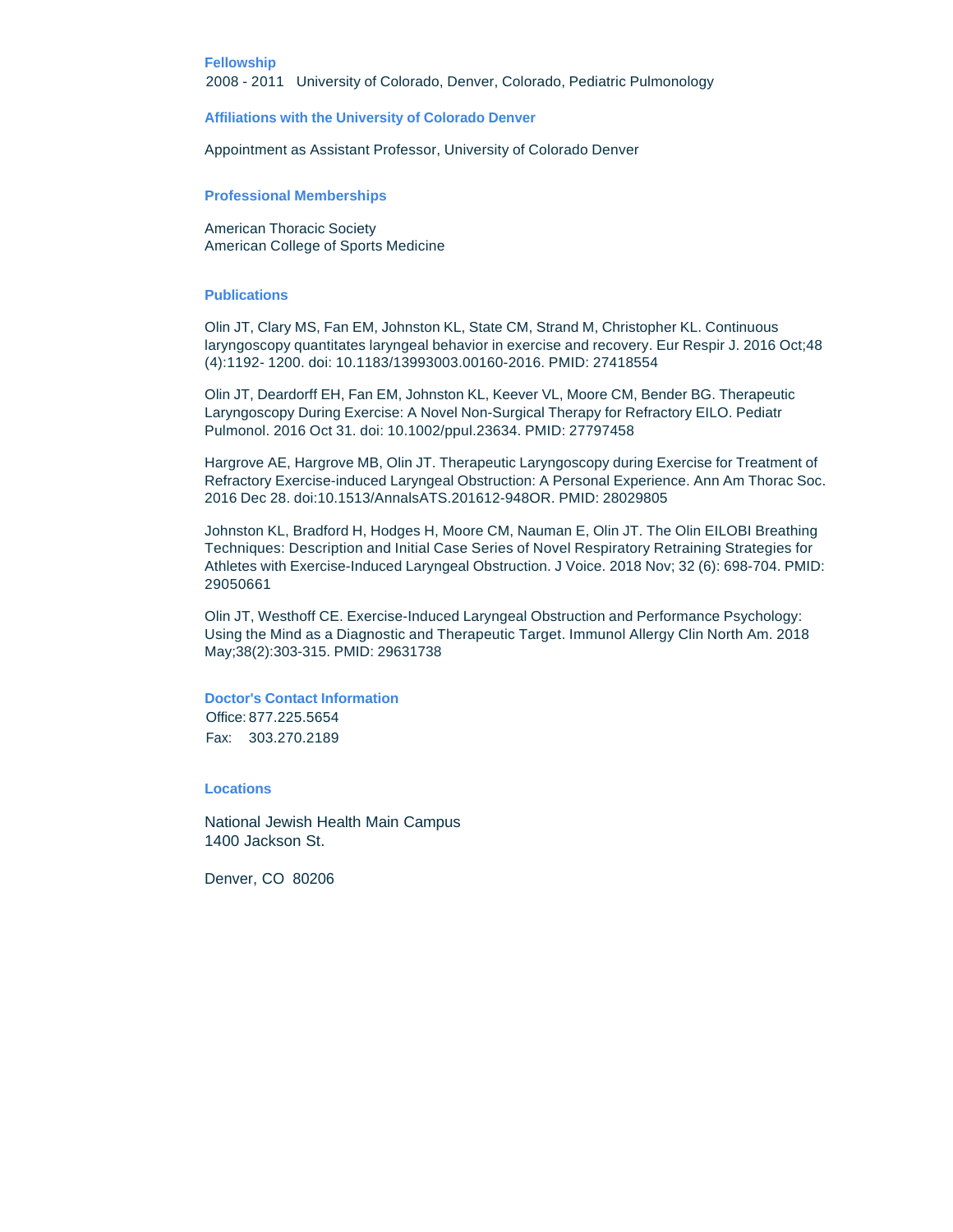### Fellowship

2008 - 2011 University of Colorado, Denver, Colorado, Pediatric Pulmonology

### Affiliations with the University of Colorado Denver

Appointment as Assistant Professor, University of Colorado Denver

### Professional Memberships

American Thoracic Society
American College of Sports Medicine

### Publications

Olin JT, Clary MS, Fan EM, Johnston KL, State CM, Strand M, Christopher KL. Continuous laryngoscopy quantitates laryngeal behavior in exercise and recovery. Eur Respir J. 2016 Oct;48 (4):1192- 1200. doi: 10.1183/13993003.00160-2016. PMID: 27418554

Olin JT, Deardorff EH, Fan EM, Johnston KL, Keever VL, Moore CM, Bender BG. Therapeutic Laryngoscopy During Exercise: A Novel Non-Surgical Therapy for Refractory EILO. Pediatr Pulmonol. 2016 Oct 31. doi: 10.1002/ppul.23634. PMID: 27797458

Hargrove AE, Hargrove MB, Olin JT. Therapeutic Laryngoscopy during Exercise for Treatment of Refractory Exercise-induced Laryngeal Obstruction: A Personal Experience. Ann Am Thorac Soc. 2016 Dec 28. doi:10.1513/AnnalsATS.201612-948OR. PMID: 28029805

Johnston KL, Bradford H, Hodges H, Moore CM, Nauman E, Olin JT. The Olin EILOBI Breathing Techniques: Description and Initial Case Series of Novel Respiratory Retraining Strategies for Athletes with Exercise-Induced Laryngeal Obstruction. J Voice. 2018 Nov; 32 (6): 698-704. PMID: 29050661

Olin JT, Westhoff CE. Exercise-Induced Laryngeal Obstruction and Performance Psychology: Using the Mind as a Diagnostic and Therapeutic Target. Immunol Allergy Clin North Am. 2018 May;38(2):303-315. PMID: 29631738

### Doctor's Contact Information

Office: 877.225.5654
Fax: 303.270.2189

### Locations

National Jewish Health Main Campus
1400 Jackson St.

Denver, CO 80206